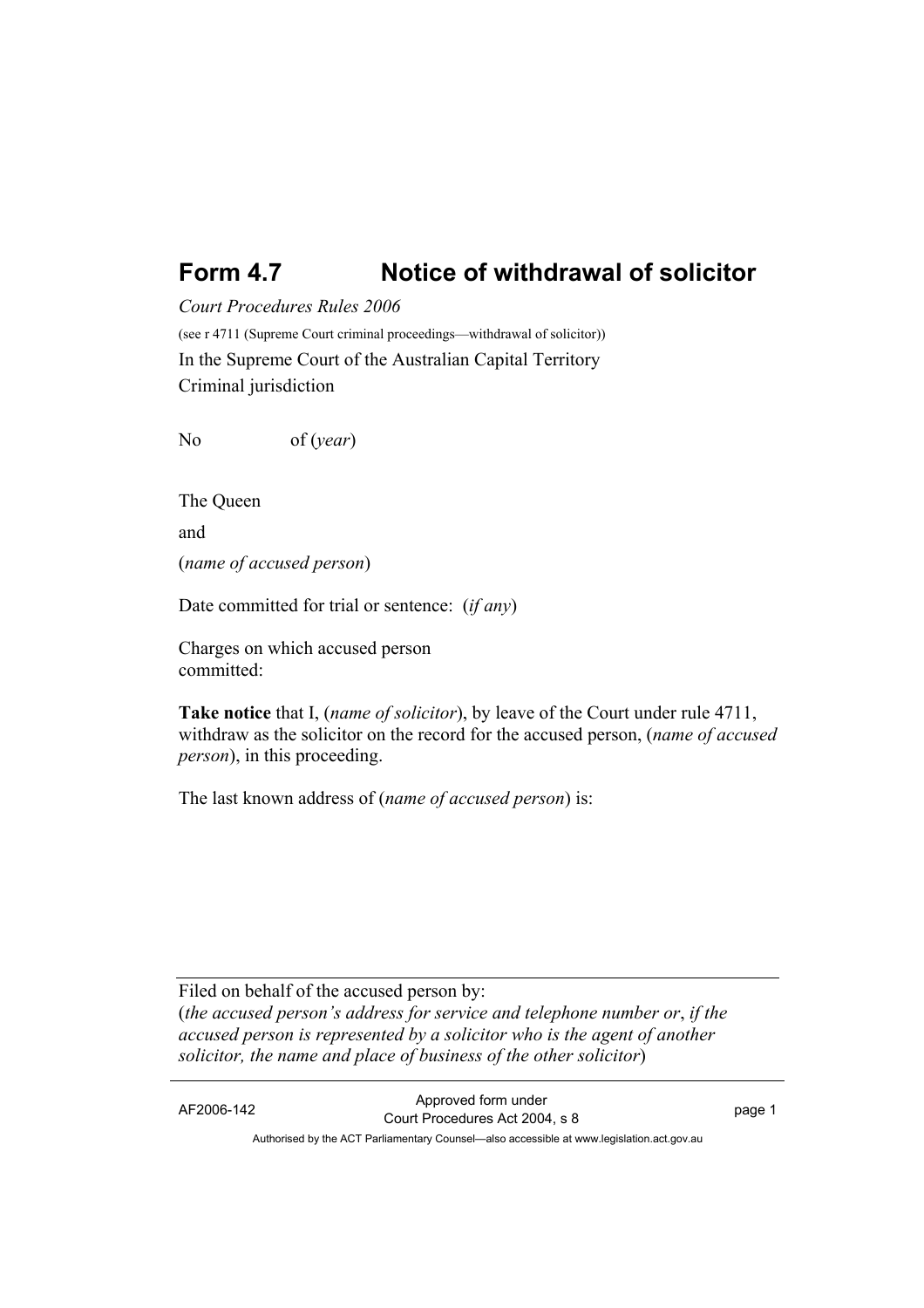# Form 4.7 Notice of withdrawal of solicitor

*Court Procedures Rules 2006*

(see r 4711 (Supreme Court criminal proceedings—withdrawal of solicitor))

In the Supreme Court of the Australian Capital Territory
Criminal jurisdiction

No of (*year*)

The Queen

and

(*name of accused person*)

Date committed for trial or sentence: (*if any*)

Charges on which accused person committed:

**Take notice** that I, (*name of solicitor*), by leave of the Court under rule 4711, withdraw as the solicitor on the record for the accused person, (*name of accused person*), in this proceeding.

The last known address of (*name of accused person*) is:

---

Filed on behalf of the accused person by:
(*the accused person's address for service and telephone number or*, *if the accused person is represented by a solicitor who is the agent of another solicitor, the name and place of business of the other solicitor*)

---

AF2006-142 Approved form under Court Procedures Act 2004, s 8

Authorised by the ACT Parliamentary Counsel—also accessible at www.legislation.act.gov.au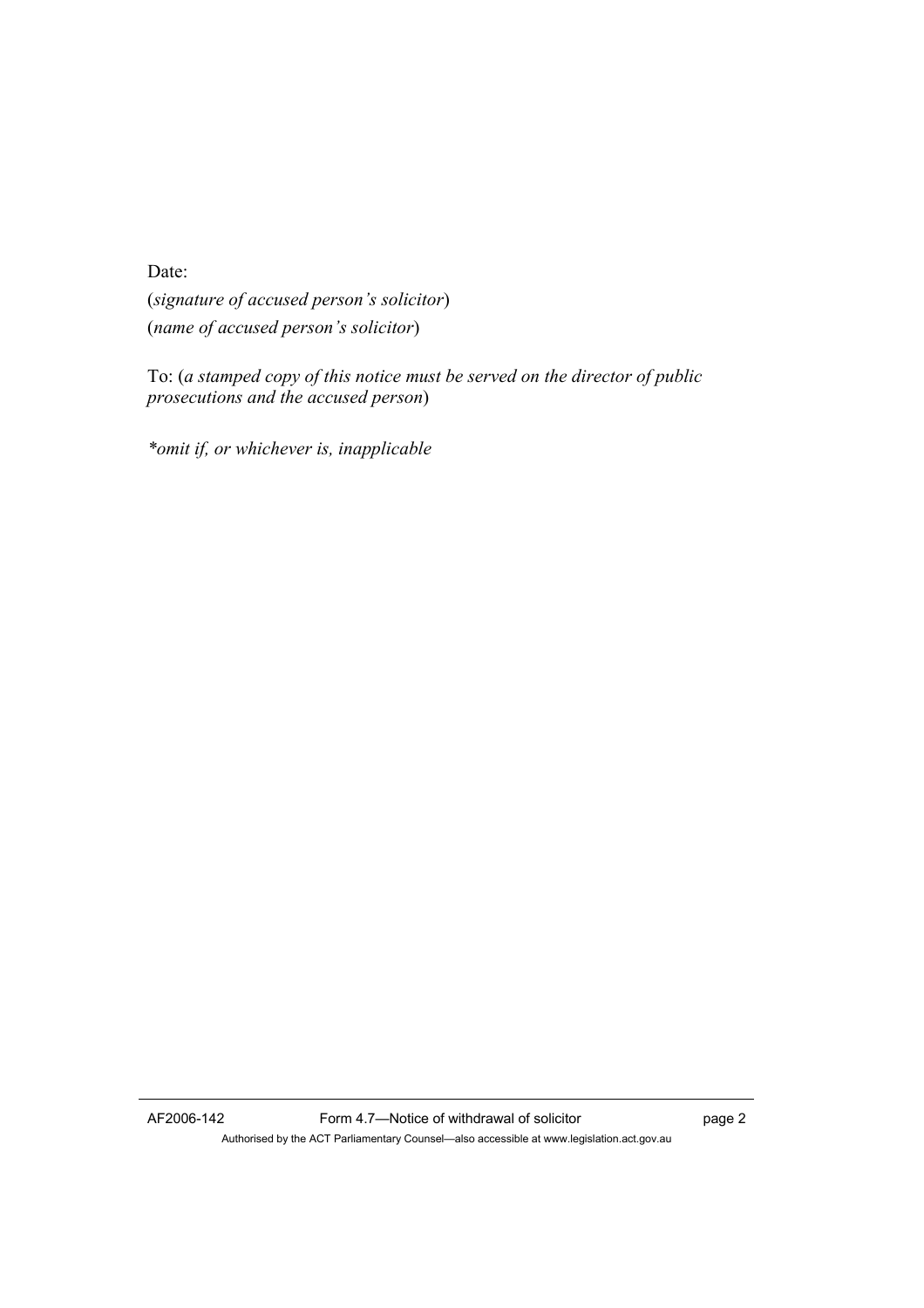Date:

(*signature of accused person's solicitor*)
(*name of accused person's solicitor*)

To: (*a stamped copy of this notice must be served on the director of public prosecutions and the accused person*)

*\*omit if, or whichever is, inapplicable*